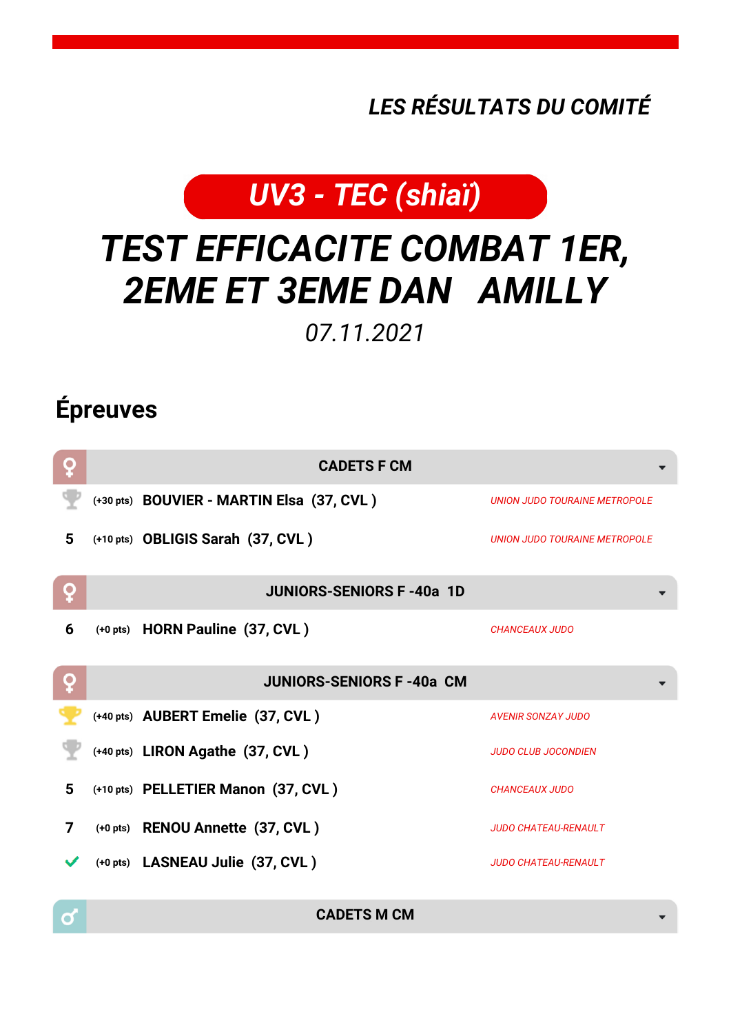*LES RÉSULTATS DU COMITÉ*

# *UV3 - TEC (shiaï)*

# *TEST EFFICACITE COMBAT 1ER, 2EME ET 3EME DAN AMILLY*

*07.11.2021*

## Épreuves

### CADETS F CM

| | | | |
|---|---|---|---|
| | (+30 pts) | **BOUVIER - MARTIN Elsa (37, CVL )** | *UNION JUDO TOURAINE METROPOLE* |
| 5 | (+10 pts) | **OBLIGIS Sarah (37, CVL )** | *UNION JUDO TOURAINE METROPOLE* |

### JUNIORS-SENIORS F -40a 1D

| | | | |
|---|---|---|---|
| 6 | (+0 pts) | **HORN Pauline (37, CVL )** | *CHANCEAUX JUDO* |

### JUNIORS-SENIORS F -40a CM

| | | | |
|---|---|---|---|
| | (+40 pts) | **AUBERT Emelie (37, CVL )** | *AVENIR SONZAY JUDO* |
| | (+40 pts) | **LIRON Agathe (37, CVL )** | *JUDO CLUB JOCONDIEN* |
| 5 | (+10 pts) | **PELLETIER Manon (37, CVL )** | *CHANCEAUX JUDO* |
| 7 | (+0 pts) | **RENOU Annette (37, CVL )** | *JUDO CHATEAU-RENAULT* |
| ✓ | (+0 pts) | **LASNEAU Julie (37, CVL )** | *JUDO CHATEAU-RENAULT* |

### CADETS M CM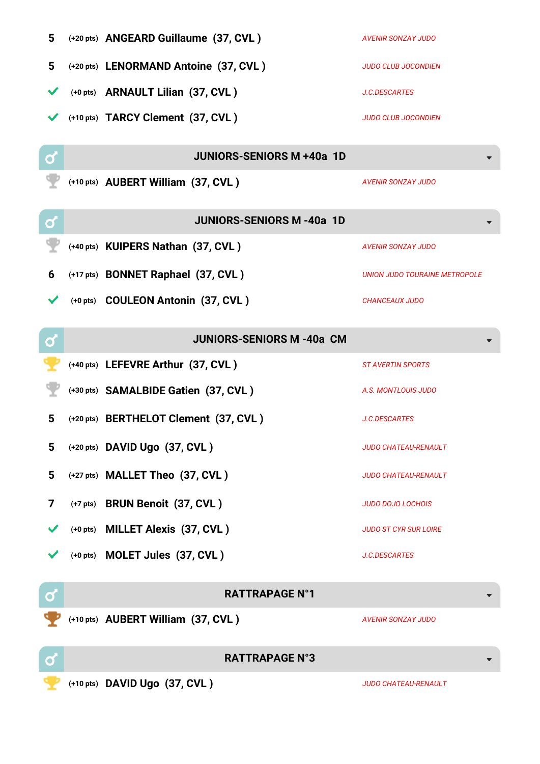| | | | |
|---|---|---|---|
| 5 | (+20 pts) | **ANGEARD Guillaume (37, CVL )** | *AVENIR SONZAY JUDO* |
| 5 | (+20 pts) | **LENORMAND Antoine (37, CVL )** | *JUDO CLUB JOCONDIEN* |
| ✔ | (+0 pts) | **ARNAULT Lilian (37, CVL )** | *J.C.DESCARTES* |
| ✔ | (+10 pts) | **TARCY Clement (37, CVL )** | *JUDO CLUB JOCONDIEN* |

## JUNIORS-SENIORS M +40a 1D

| | | | |
|---|---|---|---|
| | (+10 pts) | **AUBERT William (37, CVL )** | *AVENIR SONZAY JUDO* |

## JUNIORS-SENIORS M -40a 1D

| | | | |
|---|---|---|---|
| | (+40 pts) | **KUIPERS Nathan (37, CVL )** | *AVENIR SONZAY JUDO* |
| 6 | (+17 pts) | **BONNET Raphael (37, CVL )** | *UNION JUDO TOURAINE METROPOLE* |
| ✔ | (+0 pts) | **COULEON Antonin (37, CVL )** | *CHANCEAUX JUDO* |

## JUNIORS-SENIORS M -40a CM

| | | | |
|---|---|---|---|
| | (+40 pts) | **LEFEVRE Arthur (37, CVL )** | *ST AVERTIN SPORTS* |
| | (+30 pts) | **SAMALBIDE Gatien (37, CVL )** | *A.S. MONTLOUIS JUDO* |
| 5 | (+20 pts) | **BERTHELOT Clement (37, CVL )** | *J.C.DESCARTES* |
| 5 | (+20 pts) | **DAVID Ugo (37, CVL )** | *JUDO CHATEAU-RENAULT* |
| 5 | (+27 pts) | **MALLET Theo (37, CVL )** | *JUDO CHATEAU-RENAULT* |
| 7 | (+7 pts) | **BRUN Benoit (37, CVL )** | *JUDO DOJO LOCHOIS* |
| ✔ | (+0 pts) | **MILLET Alexis (37, CVL )** | *JUDO ST CYR SUR LOIRE* |
| ✔ | (+0 pts) | **MOLET Jules (37, CVL )** | *J.C.DESCARTES* |

## RATTRAPAGE N°1

| | | | |
|---|---|---|---|
| | (+10 pts) | **AUBERT William (37, CVL )** | *AVENIR SONZAY JUDO* |

## RATTRAPAGE N°3

| | | | |
|---|---|---|---|
| | (+10 pts) | **DAVID Ugo (37, CVL )** | *JUDO CHATEAU-RENAULT* |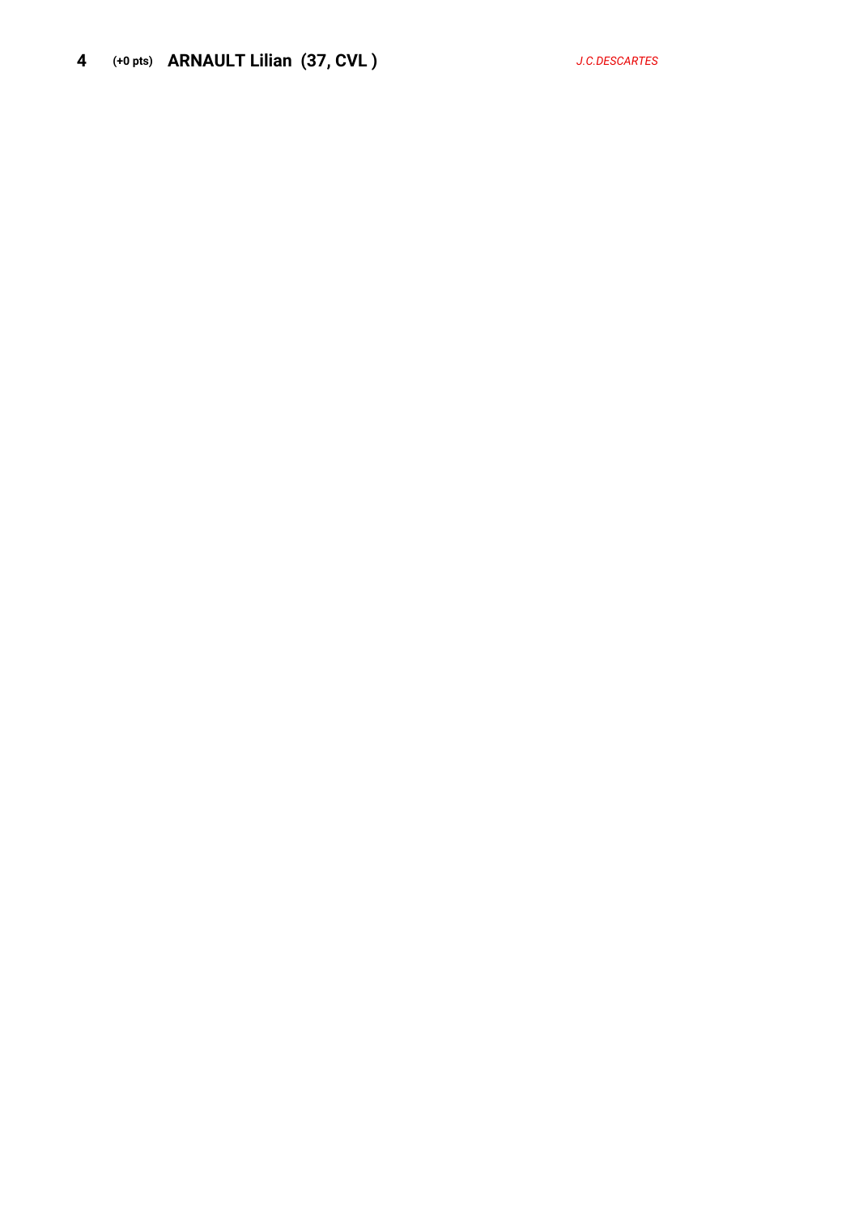**4** **(+0 pts)** **ARNAULT Lilian (37, CVL )** *J.C.DESCARTES*